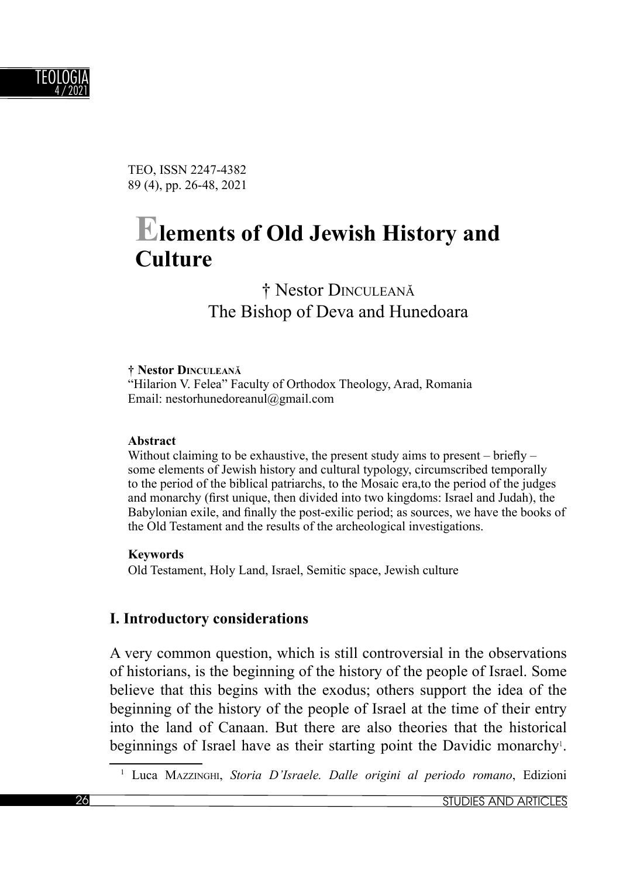TEO, ISSN 2247-4382
89 (4), pp. 26-48, 2021

# Elements of Old Jewish History and Culture

† Nestor DINCULEANĂ
The Bishop of Deva and Hunedoara

**† Nestor DINCULEANĂ**
"Hilarion V. Felea" Faculty of Orthodox Theology, Arad, Romania
Email: nestorhunedoreanul@gmail.com

**Abstract**
Without claiming to be exhaustive, the present study aims to present – briefly – some elements of Jewish history and cultural typology, circumscribed temporally to the period of the biblical patriarchs, to the Mosaic era,to the period of the judges and monarchy (first unique, then divided into two kingdoms: Israel and Judah), the Babylonian exile, and finally the post-exilic period; as sources, we have the books of the Old Testament and the results of the archeological investigations.

**Keywords**
Old Testament, Holy Land, Israel, Semitic space, Jewish culture

## I. Introductory considerations

A very common question, which is still controversial in the observations of historians, is the beginning of the history of the people of Israel. Some believe that this begins with the exodus; others support the idea of the beginning of the history of the people of Israel at the time of their entry into the land of Canaan. But there are also theories that the historical beginnings of Israel have as their starting point the Davidic monarchy[1].

[1] Luca MAZZINGHI, *Storia D'Israele. Dalle origini al periodo romano*, Edizioni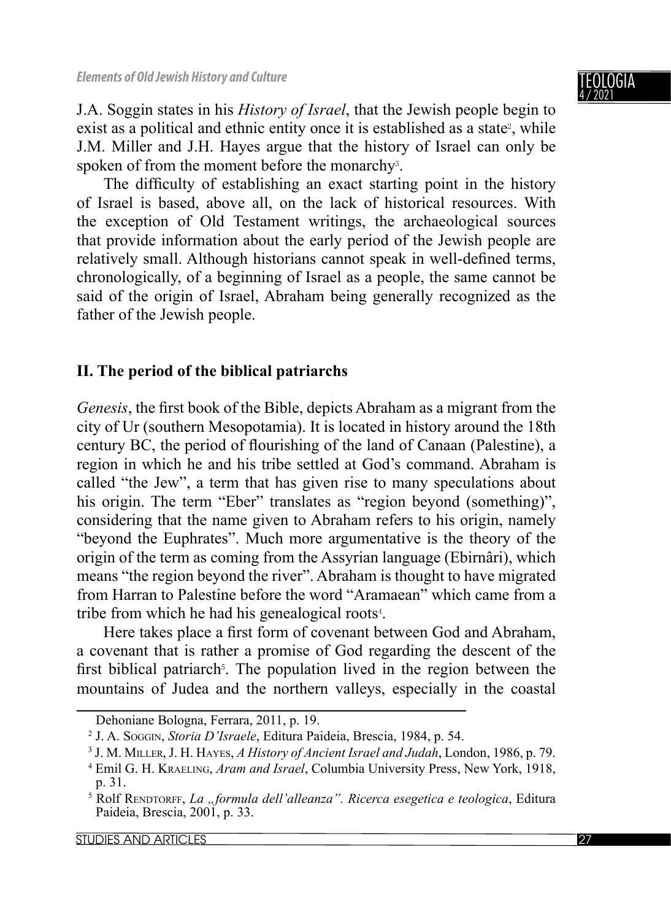J.A. Soggin states in his *History of Israel*, that the Jewish people begin to exist as a political and ethnic entity once it is established as a state[2], while J.M. Miller and J.H. Hayes argue that the history of Israel can only be spoken of from the moment before the monarchy[3].

The difficulty of establishing an exact starting point in the history of Israel is based, above all, on the lack of historical resources. With the exception of Old Testament writings, the archaeological sources that provide information about the early period of the Jewish people are relatively small. Although historians cannot speak in well-defined terms, chronologically, of a beginning of Israel as a people, the same cannot be said of the origin of Israel, Abraham being generally recognized as the father of the Jewish people.

## II. The period of the biblical patriarchs

*Genesis*, the first book of the Bible, depicts Abraham as a migrant from the city of Ur (southern Mesopotamia). It is located in history around the 18th century BC, the period of flourishing of the land of Canaan (Palestine), a region in which he and his tribe settled at God's command. Abraham is called "the Jew", a term that has given rise to many speculations about his origin. The term "Eber" translates as "region beyond (something)", considering that the name given to Abraham refers to his origin, namely "beyond the Euphrates". Much more argumentative is the theory of the origin of the term as coming from the Assyrian language (Ebirnâri), which means "the region beyond the river". Abraham is thought to have migrated from Harran to Palestine before the word "Aramaean" which came from a tribe from which he had his genealogical roots[4].

Here takes place a first form of covenant between God and Abraham, a covenant that is rather a promise of God regarding the descent of the first biblical patriarch[5]. The population lived in the region between the mountains of Judea and the northern valleys, especially in the coastal

---

Dehoniane Bologna, Ferrara, 2011, p. 19.

[2] J. A. Soggin, *Storia D'Israele*, Editura Paideia, Brescia, 1984, p. 54.

[3] J. M. Miller, J. H. Hayes, *A History of Ancient Israel and Judah*, London, 1986, p. 79.

[4] Emil G. H. Kraeling, *Aram and Israel*, Columbia University Press, New York, 1918, p. 31.

[5] Rolf Rendtorff, *La „formula dell'alleanza". Ricerca esegetica e teologica*, Editura Paideia, Brescia, 2001, p. 33.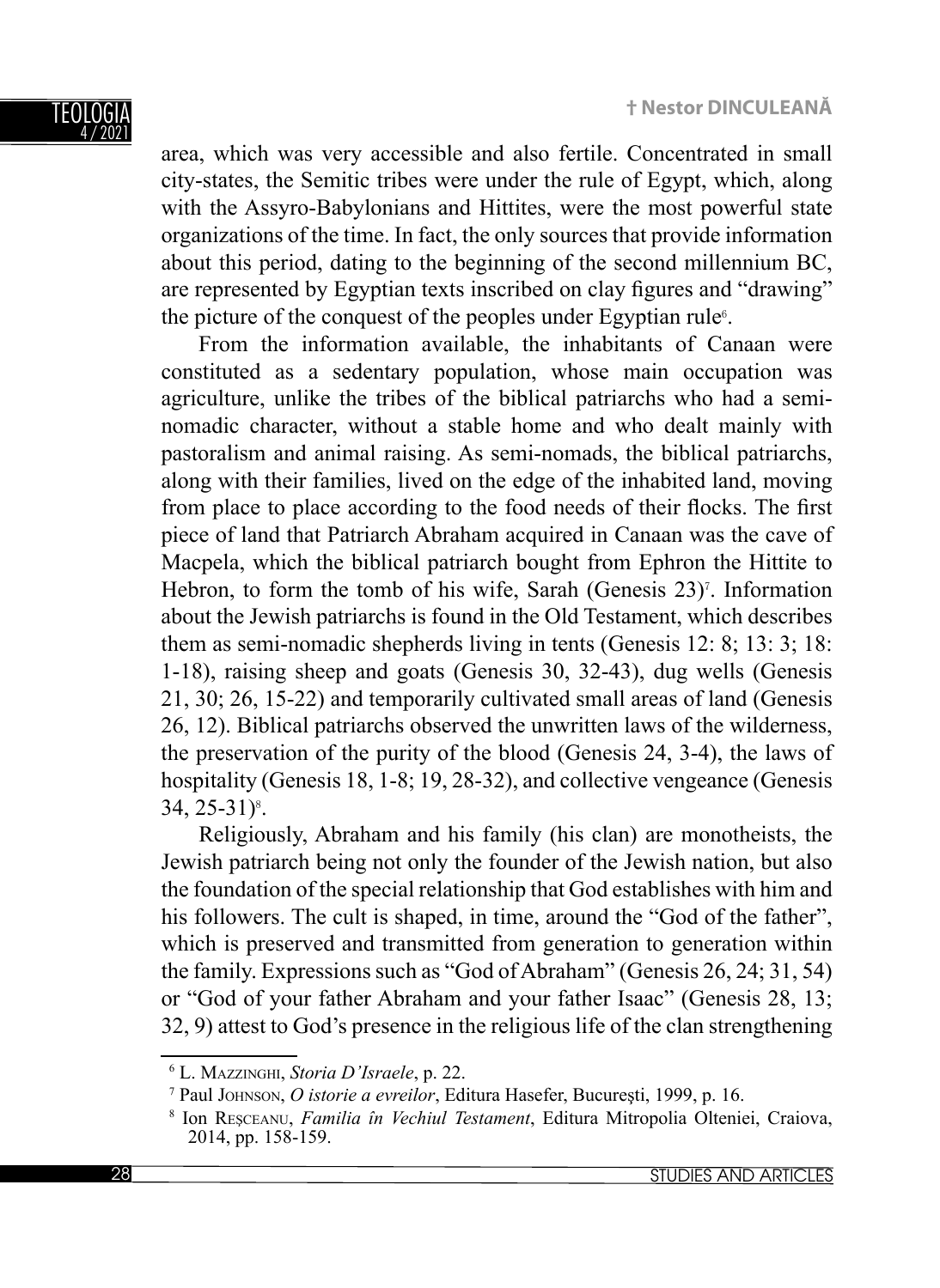area, which was very accessible and also fertile. Concentrated in small city-states, the Semitic tribes were under the rule of Egypt, which, along with the Assyro-Babylonians and Hittites, were the most powerful state organizations of the time. In fact, the only sources that provide information about this period, dating to the beginning of the second millennium BC, are represented by Egyptian texts inscribed on clay figures and "drawing" the picture of the conquest of the peoples under Egyptian rule[6].

From the information available, the inhabitants of Canaan were constituted as a sedentary population, whose main occupation was agriculture, unlike the tribes of the biblical patriarchs who had a semi-nomadic character, without a stable home and who dealt mainly with pastoralism and animal raising. As semi-nomads, the biblical patriarchs, along with their families, lived on the edge of the inhabited land, moving from place to place according to the food needs of their flocks. The first piece of land that Patriarch Abraham acquired in Canaan was the cave of Macpela, which the biblical patriarch bought from Ephron the Hittite to Hebron, to form the tomb of his wife, Sarah (Genesis 23)[7]. Information about the Jewish patriarchs is found in the Old Testament, which describes them as semi-nomadic shepherds living in tents (Genesis 12: 8; 13: 3; 18: 1-18), raising sheep and goats (Genesis 30, 32-43), dug wells (Genesis 21, 30; 26, 15-22) and temporarily cultivated small areas of land (Genesis 26, 12). Biblical patriarchs observed the unwritten laws of the wilderness, the preservation of the purity of the blood (Genesis 24, 3-4), the laws of hospitality (Genesis 18, 1-8; 19, 28-32), and collective vengeance (Genesis 34, 25-31)[8].

Religiously, Abraham and his family (his clan) are monotheists, the Jewish patriarch being not only the founder of the Jewish nation, but also the foundation of the special relationship that God establishes with him and his followers. The cult is shaped, in time, around the "God of the father", which is preserved and transmitted from generation to generation within the family. Expressions such as "God of Abraham" (Genesis 26, 24; 31, 54) or "God of your father Abraham and your father Isaac" (Genesis 28, 13; 32, 9) attest to God's presence in the religious life of the clan strengthening

---

[6] L. Mazzinghi, *Storia D'Israele*, p. 22.

[7] Paul Johnson, *O istorie a evreilor*, Editura Hasefer, București, 1999, p. 16.

[8] Ion Reșceanu, *Familia în Vechiul Testament*, Editura Mitropolia Olteniei, Craiova, 2014, pp. 158-159.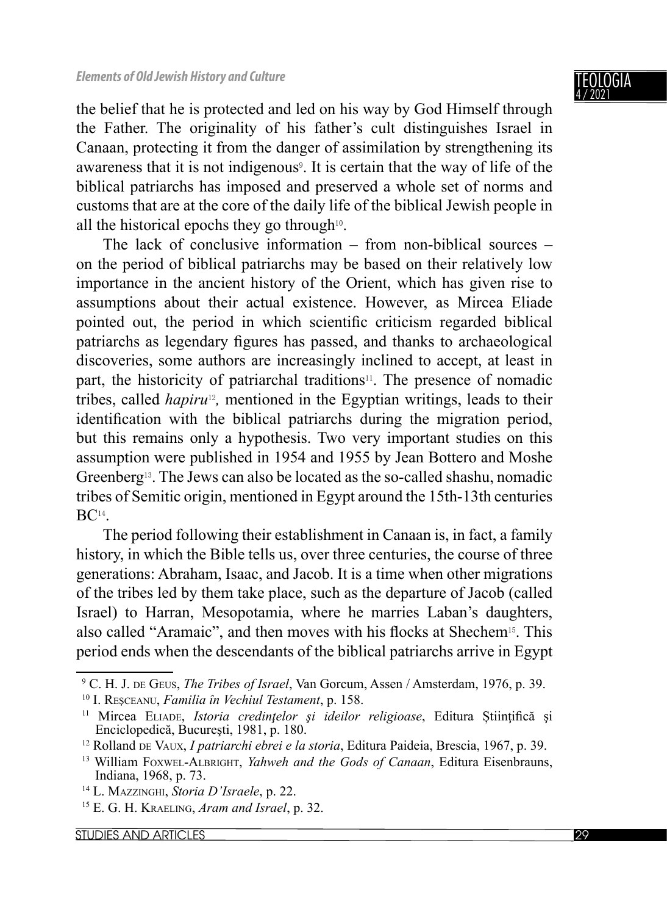the belief that he is protected and led on his way by God Himself through the Father. The originality of his father's cult distinguishes Israel in Canaan, protecting it from the danger of assimilation by strengthening its awareness that it is not indigenous[9]. It is certain that the way of life of the biblical patriarchs has imposed and preserved a whole set of norms and customs that are at the core of the daily life of the biblical Jewish people in all the historical epochs they go through[10].

The lack of conclusive information – from non-biblical sources – on the period of biblical patriarchs may be based on their relatively low importance in the ancient history of the Orient, which has given rise to assumptions about their actual existence. However, as Mircea Eliade pointed out, the period in which scientific criticism regarded biblical patriarchs as legendary figures has passed, and thanks to archaeological discoveries, some authors are increasingly inclined to accept, at least in part, the historicity of patriarchal traditions[11]. The presence of nomadic tribes, called *hapiru*[12], mentioned in the Egyptian writings, leads to their identification with the biblical patriarchs during the migration period, but this remains only a hypothesis. Two very important studies on this assumption were published in 1954 and 1955 by Jean Bottero and Moshe Greenberg[13]. The Jews can also be located as the so-called shashu, nomadic tribes of Semitic origin, mentioned in Egypt around the 15th-13th centuries BC[14].

The period following their establishment in Canaan is, in fact, a family history, in which the Bible tells us, over three centuries, the course of three generations: Abraham, Isaac, and Jacob. It is a time when other migrations of the tribes led by them take place, such as the departure of Jacob (called Israel) to Harran, Mesopotamia, where he marries Laban's daughters, also called "Aramaic", and then moves with his flocks at Shechem[15]. This period ends when the descendants of the biblical patriarchs arrive in Egypt

---

[9] C. H. J. de Geus, *The Tribes of Israel*, Van Gorcum, Assen / Amsterdam, 1976, p. 39.

[10] I. Reșceanu, *Familia în Vechiul Testament*, p. 158.

[11] Mircea Eliade, *Istoria credințelor și ideilor religioase*, Editura Științifică și Enciclopedică, București, 1981, p. 180.

[12] Rolland de Vaux, *I patriarchi ebrei e la storia*, Editura Paideia, Brescia, 1967, p. 39.

[13] William Foxwel-Albright, *Yahweh and the Gods of Canaan*, Editura Eisenbrauns, Indiana, 1968, p. 73.

[14] L. Mazzinghi, *Storia D'Israele*, p. 22.

[15] E. G. H. Kraeling, *Aram and Israel*, p. 32.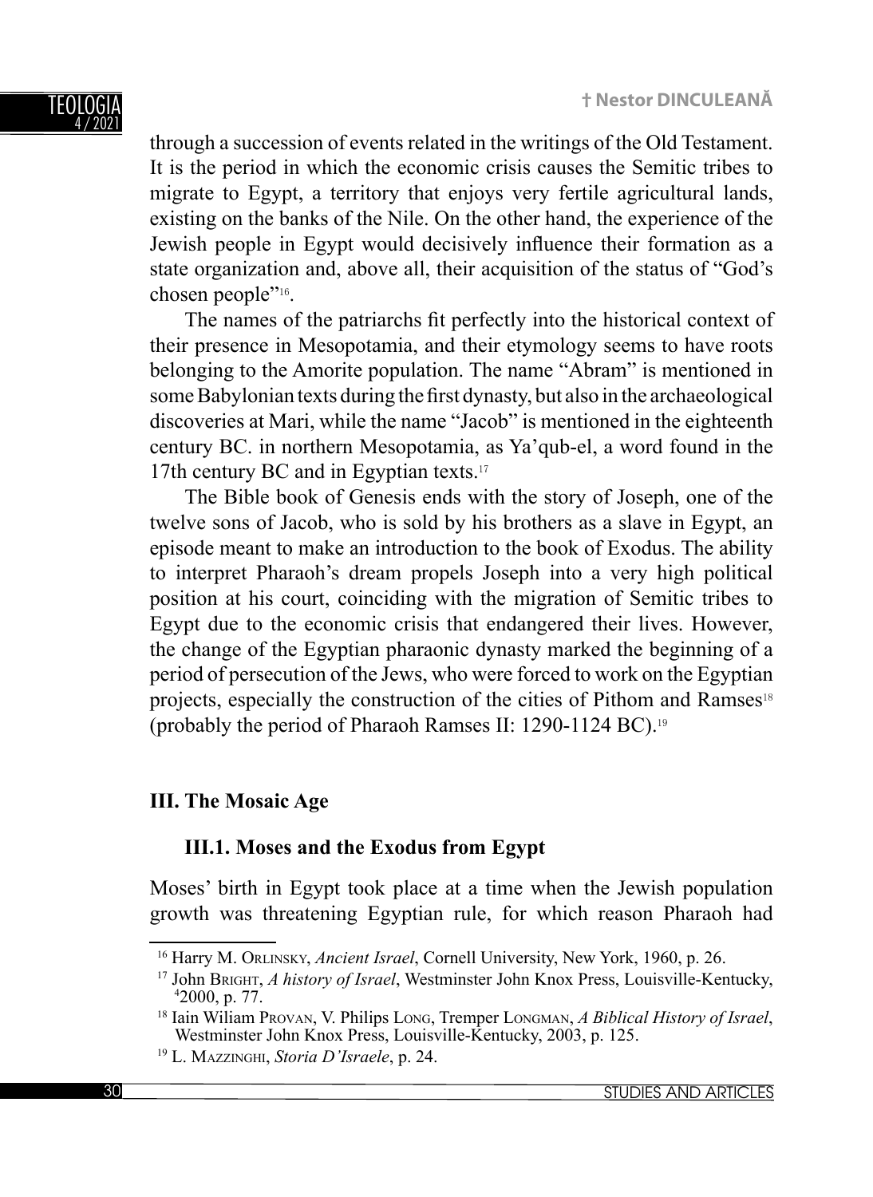through a succession of events related in the writings of the Old Testament. It is the period in which the economic crisis causes the Semitic tribes to migrate to Egypt, a territory that enjoys very fertile agricultural lands, existing on the banks of the Nile. On the other hand, the experience of the Jewish people in Egypt would decisively influence their formation as a state organization and, above all, their acquisition of the status of "God's chosen people"[16].

The names of the patriarchs fit perfectly into the historical context of their presence in Mesopotamia, and their etymology seems to have roots belonging to the Amorite population. The name "Abram" is mentioned in some Babylonian texts during the first dynasty, but also in the archaeological discoveries at Mari, while the name "Jacob" is mentioned in the eighteenth century BC. in northern Mesopotamia, as Ya'qub-el, a word found in the 17th century BC and in Egyptian texts.[17]

The Bible book of Genesis ends with the story of Joseph, one of the twelve sons of Jacob, who is sold by his brothers as a slave in Egypt, an episode meant to make an introduction to the book of Exodus. The ability to interpret Pharaoh's dream propels Joseph into a very high political position at his court, coinciding with the migration of Semitic tribes to Egypt due to the economic crisis that endangered their lives. However, the change of the Egyptian pharaonic dynasty marked the beginning of a period of persecution of the Jews, who were forced to work on the Egyptian projects, especially the construction of the cities of Pithom and Ramses[18] (probably the period of Pharaoh Ramses II: 1290-1124 BC).[19]

## III. The Mosaic Age

### III.1. Moses and the Exodus from Egypt

Moses' birth in Egypt took place at a time when the Jewish population growth was threatening Egyptian rule, for which reason Pharaoh had

---

[16] Harry M. Orlinsky, *Ancient Israel*, Cornell University, New York, 1960, p. 26.

[17] John Bright, *A history of Israel*, Westminster John Knox Press, Louisville-Kentucky, [4]2000, p. 77.

[18] Iain Wiliam Provan, V. Philips Long, Tremper Longman, *A Biblical History of Israel*, Westminster John Knox Press, Louisville-Kentucky, 2003, p. 125.

[19] L. Mazzinghi, *Storia D'Israele*, p. 24.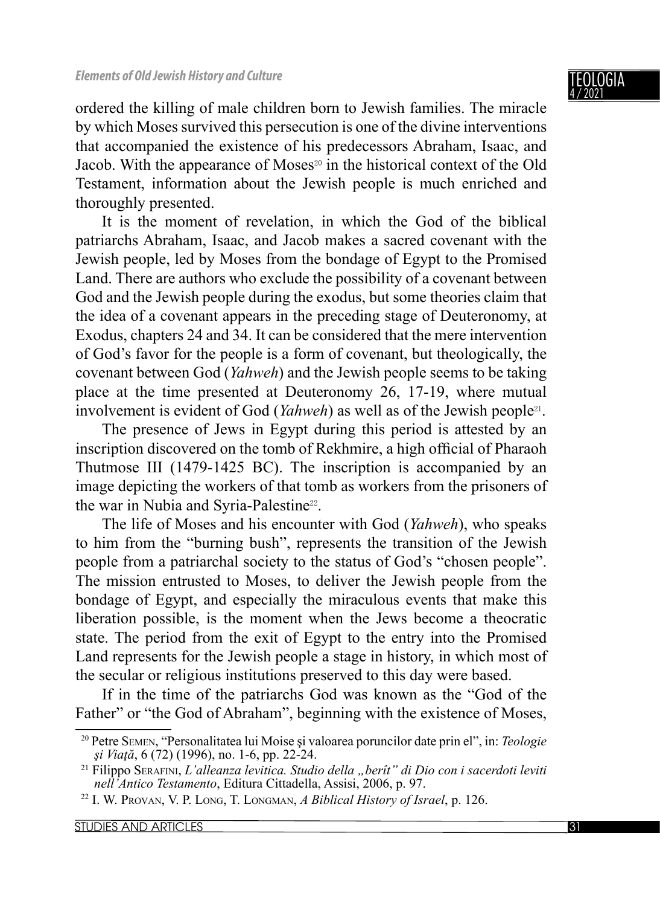ordered the killing of male children born to Jewish families. The miracle by which Moses survived this persecution is one of the divine interventions that accompanied the existence of his predecessors Abraham, Isaac, and Jacob. With the appearance of Moses[20] in the historical context of the Old Testament, information about the Jewish people is much enriched and thoroughly presented.

It is the moment of revelation, in which the God of the biblical patriarchs Abraham, Isaac, and Jacob makes a sacred covenant with the Jewish people, led by Moses from the bondage of Egypt to the Promised Land. There are authors who exclude the possibility of a covenant between God and the Jewish people during the exodus, but some theories claim that the idea of a covenant appears in the preceding stage of Deuteronomy, at Exodus, chapters 24 and 34. It can be considered that the mere intervention of God's favor for the people is a form of covenant, but theologically, the covenant between God (*Yahweh*) and the Jewish people seems to be taking place at the time presented at Deuteronomy 26, 17-19, where mutual involvement is evident of God (*Yahweh*) as well as of the Jewish people[21].

The presence of Jews in Egypt during this period is attested by an inscription discovered on the tomb of Rekhmire, a high official of Pharaoh Thutmose III (1479-1425 BC). The inscription is accompanied by an image depicting the workers of that tomb as workers from the prisoners of the war in Nubia and Syria-Palestine[22].

The life of Moses and his encounter with God (*Yahweh*), who speaks to him from the "burning bush", represents the transition of the Jewish people from a patriarchal society to the status of God's "chosen people". The mission entrusted to Moses, to deliver the Jewish people from the bondage of Egypt, and especially the miraculous events that make this liberation possible, is the moment when the Jews become a theocratic state. The period from the exit of Egypt to the entry into the Promised Land represents for the Jewish people a stage in history, in which most of the secular or religious institutions preserved to this day were based.

If in the time of the patriarchs God was known as the "God of the Father" or "the God of Abraham", beginning with the existence of Moses,

---

[20] Petre Semen, "Personalitatea lui Moise şi valoarea poruncilor date prin el", in: *Teologie şi Viaţă*, 6 (72) (1996), no. 1-6, pp. 22-24.

[21] Filippo Serafini, *L'alleanza levitica. Studio della „berît" di Dio con i sacerdoti leviti nell'Antico Testamento*, Editura Cittadella, Assisi, 2006, p. 97.

[22] I. W. Provan, V. P. Long, T. Longman, *A Biblical History of Israel*, p. 126.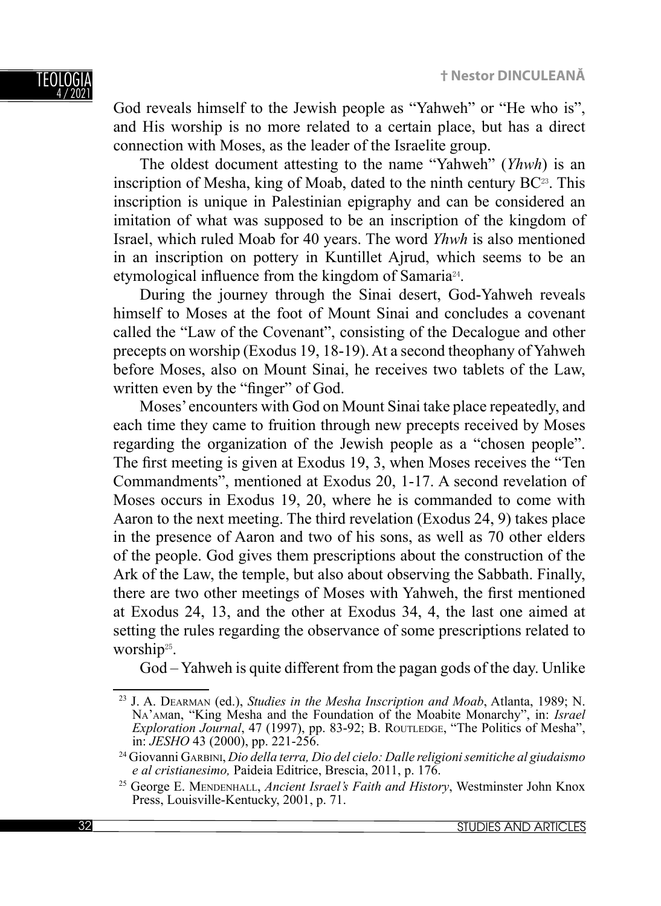God reveals himself to the Jewish people as “Yahweh” or “He who is”, and His worship is no more related to a certain place, but has a direct connection with Moses, as the leader of the Israelite group.

The oldest document attesting to the name “Yahweh” (*Yhwh*) is an inscription of Mesha, king of Moab, dated to the ninth century BC[23]. This inscription is unique in Palestinian epigraphy and can be considered an imitation of what was supposed to be an inscription of the kingdom of Israel, which ruled Moab for 40 years. The word *Yhwh* is also mentioned in an inscription on pottery in Kuntillet Ajrud, which seems to be an etymological influence from the kingdom of Samaria[24].

During the journey through the Sinai desert, God-Yahweh reveals himself to Moses at the foot of Mount Sinai and concludes a covenant called the “Law of the Covenant”, consisting of the Decalogue and other precepts on worship (Exodus 19, 18-19). At a second theophany of Yahweh before Moses, also on Mount Sinai, he receives two tablets of the Law, written even by the “finger” of God.

Moses’ encounters with God on Mount Sinai take place repeatedly, and each time they came to fruition through new precepts received by Moses regarding the organization of the Jewish people as a “chosen people”. The first meeting is given at Exodus 19, 3, when Moses receives the “Ten Commandments”, mentioned at Exodus 20, 1-17. A second revelation of Moses occurs in Exodus 19, 20, where he is commanded to come with Aaron to the next meeting. The third revelation (Exodus 24, 9) takes place in the presence of Aaron and two of his sons, as well as 70 other elders of the people. God gives them prescriptions about the construction of the Ark of the Law, the temple, but also about observing the Sabbath. Finally, there are two other meetings of Moses with Yahweh, the first mentioned at Exodus 24, 13, and the other at Exodus 34, 4, the last one aimed at setting the rules regarding the observance of some prescriptions related to worship[25].

God – Yahweh is quite different from the pagan gods of the day. Unlike

---

[23] J. A. Dearman (ed.), *Studies in the Mesha Inscription and Moab*, Atlanta, 1989; N. Na’aman, “King Mesha and the Foundation of the Moabite Monarchy”, in: *Israel Exploration Journal*, 47 (1997), pp. 83-92; B. Routledge, “The Politics of Mesha”, in: *JESHO* 43 (2000), pp. 221-256.

[24] Giovanni Garbini, *Dio della terra, Dio del cielo: Dalle religioni semitiche al giudaismo e al cristianesimo,* Paideia Editrice, Brescia, 2011, p. 176.

[25] George E. Mendenhall, *Ancient Israel’s Faith and History*, Westminster John Knox Press, Louisville-Kentucky, 2001, p. 71.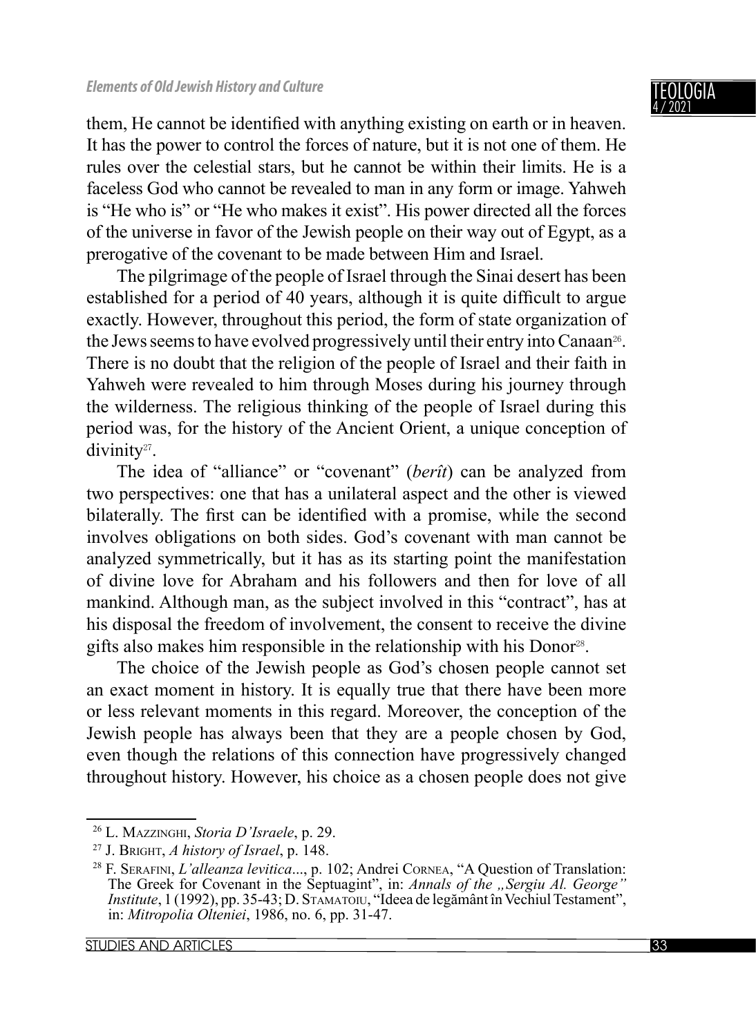them, He cannot be identified with anything existing on earth or in heaven. It has the power to control the forces of nature, but it is not one of them. He rules over the celestial stars, but he cannot be within their limits. He is a faceless God who cannot be revealed to man in any form or image. Yahweh is "He who is" or "He who makes it exist". His power directed all the forces of the universe in favor of the Jewish people on their way out of Egypt, as a prerogative of the covenant to be made between Him and Israel.

The pilgrimage of the people of Israel through the Sinai desert has been established for a period of 40 years, although it is quite difficult to argue exactly. However, throughout this period, the form of state organization of the Jews seems to have evolved progressively until their entry into Canaan[26]. There is no doubt that the religion of the people of Israel and their faith in Yahweh were revealed to him through Moses during his journey through the wilderness. The religious thinking of the people of Israel during this period was, for the history of the Ancient Orient, a unique conception of divinity[27].

The idea of "alliance" or "covenant" (*berît*) can be analyzed from two perspectives: one that has a unilateral aspect and the other is viewed bilaterally. The first can be identified with a promise, while the second involves obligations on both sides. God's covenant with man cannot be analyzed symmetrically, but it has as its starting point the manifestation of divine love for Abraham and his followers and then for love of all mankind. Although man, as the subject involved in this "contract", has at his disposal the freedom of involvement, the consent to receive the divine gifts also makes him responsible in the relationship with his Donor[28].

The choice of the Jewish people as God's chosen people cannot set an exact moment in history. It is equally true that there have been more or less relevant moments in this regard. Moreover, the conception of the Jewish people has always been that they are a people chosen by God, even though the relations of this connection have progressively changed throughout history. However, his choice as a chosen people does not give

---

[26] L. Mazzinghi, *Storia D'Israele*, p. 29.

[27] J. Bright, *A history of Israel*, p. 148.

[28] F. Serafini, *L'alleanza levitica*..., p. 102; Andrei Cornea, "A Question of Translation: The Greek for Covenant in the Septuagint", in: *Annals of the „Sergiu Al. George" Institute*, 1 (1992), pp. 35-43; D. Stamatoiu, "Ideea de legământ în Vechiul Testament", in: *Mitropolia Olteniei*, 1986, no. 6, pp. 31-47.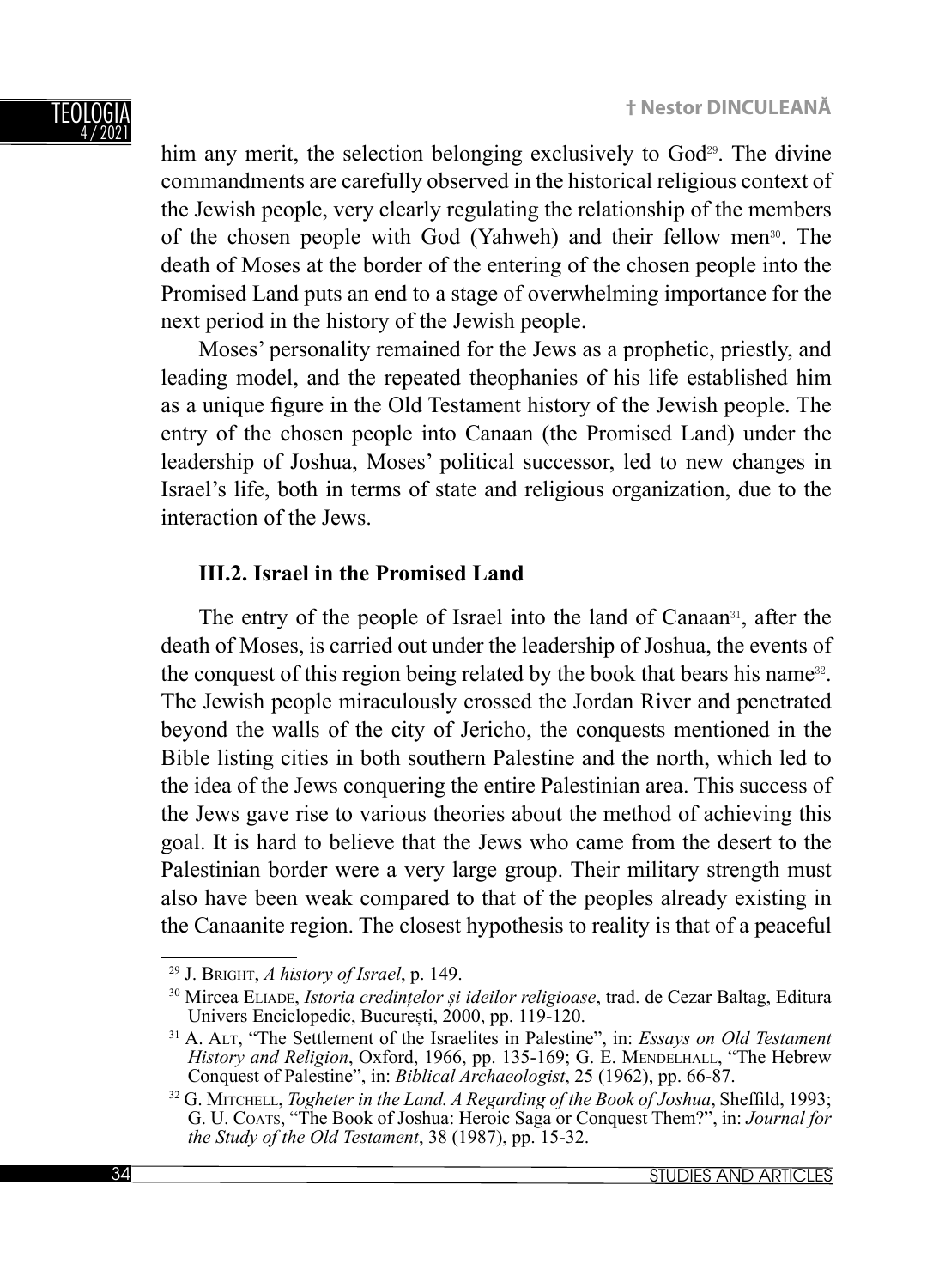him any merit, the selection belonging exclusively to God[29]. The divine commandments are carefully observed in the historical religious context of the Jewish people, very clearly regulating the relationship of the members of the chosen people with God (Yahweh) and their fellow men[30]. The death of Moses at the border of the entering of the chosen people into the Promised Land puts an end to a stage of overwhelming importance for the next period in the history of the Jewish people.

Moses' personality remained for the Jews as a prophetic, priestly, and leading model, and the repeated theophanies of his life established him as a unique figure in the Old Testament history of the Jewish people. The entry of the chosen people into Canaan (the Promised Land) under the leadership of Joshua, Moses' political successor, led to new changes in Israel's life, both in terms of state and religious organization, due to the interaction of the Jews.

### III.2. Israel in the Promised Land

The entry of the people of Israel into the land of Canaan[31], after the death of Moses, is carried out under the leadership of Joshua, the events of the conquest of this region being related by the book that bears his name[32]. The Jewish people miraculously crossed the Jordan River and penetrated beyond the walls of the city of Jericho, the conquests mentioned in the Bible listing cities in both southern Palestine and the north, which led to the idea of the Jews conquering the entire Palestinian area. This success of the Jews gave rise to various theories about the method of achieving this goal. It is hard to believe that the Jews who came from the desert to the Palestinian border were a very large group. Their military strength must also have been weak compared to that of the peoples already existing in the Canaanite region. The closest hypothesis to reality is that of a peaceful

---

[29] J. Bright, *A history of Israel*, p. 149.

[30] Mircea Eliade, *Istoria credințelor și ideilor religioase*, trad. de Cezar Baltag, Editura Univers Enciclopedic, București, 2000, pp. 119-120.

[31] A. Alt, "The Settlement of the Israelites in Palestine", in: *Essays on Old Testament History and Religion*, Oxford, 1966, pp. 135-169; G. E. Mendelhall, "The Hebrew Conquest of Palestine", in: *Biblical Archaeologist*, 25 (1962), pp. 66-87.

[32] G. Mitchell, *Togheter in the Land. A Regarding of the Book of Joshua*, Sheffild, 1993; G. U. Coats, "The Book of Joshua: Heroic Saga or Conquest Them?", in: *Journal for the Study of the Old Testament*, 38 (1987), pp. 15-32.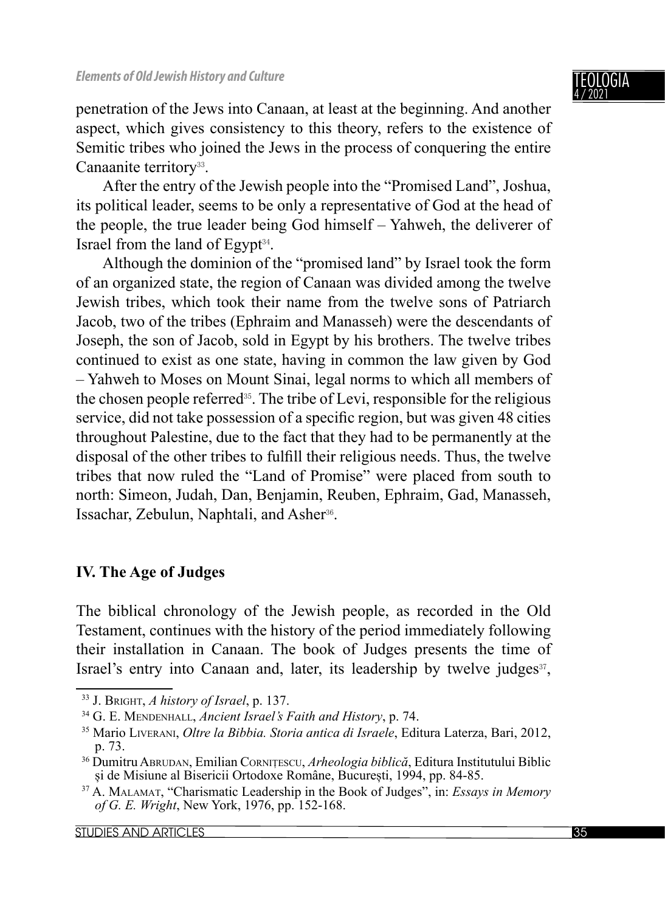penetration of the Jews into Canaan, at least at the beginning. And another aspect, which gives consistency to this theory, refers to the existence of Semitic tribes who joined the Jews in the process of conquering the entire Canaanite territory[33].

After the entry of the Jewish people into the "Promised Land", Joshua, its political leader, seems to be only a representative of God at the head of the people, the true leader being God himself – Yahweh, the deliverer of Israel from the land of Egypt[34].

Although the dominion of the "promised land" by Israel took the form of an organized state, the region of Canaan was divided among the twelve Jewish tribes, which took their name from the twelve sons of Patriarch Jacob, two of the tribes (Ephraim and Manasseh) were the descendants of Joseph, the son of Jacob, sold in Egypt by his brothers. The twelve tribes continued to exist as one state, having in common the law given by God – Yahweh to Moses on Mount Sinai, legal norms to which all members of the chosen people referred[35]. The tribe of Levi, responsible for the religious service, did not take possession of a specific region, but was given 48 cities throughout Palestine, due to the fact that they had to be permanently at the disposal of the other tribes to fulfill their religious needs. Thus, the twelve tribes that now ruled the "Land of Promise" were placed from south to north: Simeon, Judah, Dan, Benjamin, Reuben, Ephraim, Gad, Manasseh, Issachar, Zebulun, Naphtali, and Asher[36].

## IV. The Age of Judges

The biblical chronology of the Jewish people, as recorded in the Old Testament, continues with the history of the period immediately following their installation in Canaan. The book of Judges presents the time of Israel's entry into Canaan and, later, its leadership by twelve judges[37],

---

[33] J. Bright, *A history of Israel*, p. 137.

[34] G. E. Mendenhall, *Ancient Israel's Faith and History*, p. 74.

[35] Mario Liverani, *Oltre la Bibbia. Storia antica di Israele*, Editura Laterza, Bari, 2012, p. 73.

[36] Dumitru Abrudan, Emilian Cornițescu, *Arheologia biblică*, Editura Institutului Biblic și de Misiune al Bisericii Ortodoxe Române, București, 1994, pp. 84-85.

[37] A. Malamat, "Charismatic Leadership in the Book of Judges", in: *Essays in Memory of G. E. Wright*, New York, 1976, pp. 152-168.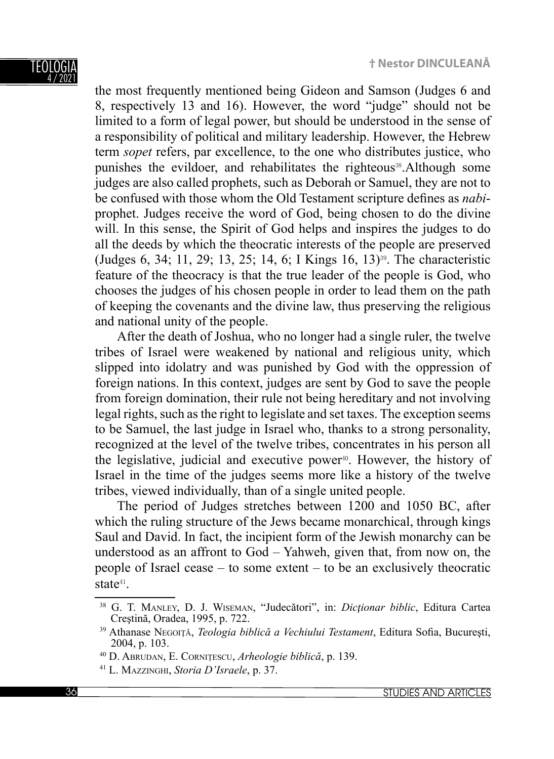the most frequently mentioned being Gideon and Samson (Judges 6 and 8, respectively 13 and 16). However, the word "judge" should not be limited to a form of legal power, but should be understood in the sense of a responsibility of political and military leadership. However, the Hebrew term *sopet* refers, par excellence, to the one who distributes justice, who punishes the evildoer, and rehabilitates the righteous[38].Although some judges are also called prophets, such as Deborah or Samuel, they are not to be confused with those whom the Old Testament scripture defines as *nabi*-prophet. Judges receive the word of God, being chosen to do the divine will. In this sense, the Spirit of God helps and inspires the judges to do all the deeds by which the theocratic interests of the people are preserved (Judges 6, 34; 11, 29; 13, 25; 14, 6; I Kings 16, 13)[39]. The characteristic feature of the theocracy is that the true leader of the people is God, who chooses the judges of his chosen people in order to lead them on the path of keeping the covenants and the divine law, thus preserving the religious and national unity of the people.

After the death of Joshua, who no longer had a single ruler, the twelve tribes of Israel were weakened by national and religious unity, which slipped into idolatry and was punished by God with the oppression of foreign nations. In this context, judges are sent by God to save the people from foreign domination, their rule not being hereditary and not involving legal rights, such as the right to legislate and set taxes. The exception seems to be Samuel, the last judge in Israel who, thanks to a strong personality, recognized at the level of the twelve tribes, concentrates in his person all the legislative, judicial and executive power[40]. However, the history of Israel in the time of the judges seems more like a history of the twelve tribes, viewed individually, than of a single united people.

The period of Judges stretches between 1200 and 1050 BC, after which the ruling structure of the Jews became monarchical, through kings Saul and David. In fact, the incipient form of the Jewish monarchy can be understood as an affront to God – Yahweh, given that, from now on, the people of Israel cease – to some extent – to be an exclusively theocratic state[41].

---

[38] G. T. Manley, D. J. Wiseman, "Judecători", in: *Dicționar biblic*, Editura Cartea Creștină, Oradea, 1995, p. 722.

[39] Athanase Negoiță, *Teologia biblică a Vechiului Testament*, Editura Sofia, București, 2004, p. 103.

[40] D. Abrudan, E. Cornițescu, *Arheologie biblică*, p. 139.

[41] L. Mazzinghi, *Storia D'Israele*, p. 37.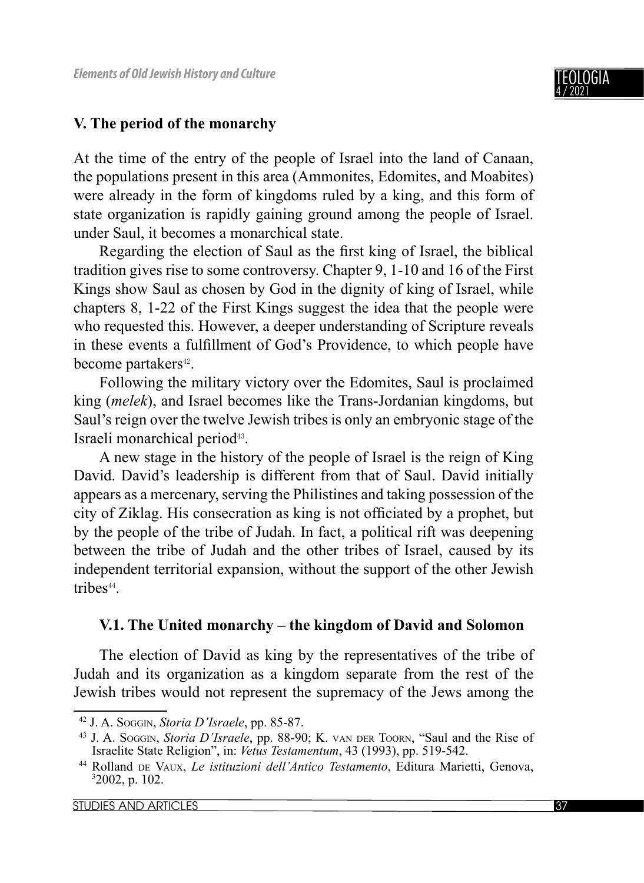## V. The period of the monarchy

At the time of the entry of the people of Israel into the land of Canaan, the populations present in this area (Ammonites, Edomites, and Moabites) were already in the form of kingdoms ruled by a king, and this form of state organization is rapidly gaining ground among the people of Israel. under Saul, it becomes a monarchical state.

Regarding the election of Saul as the first king of Israel, the biblical tradition gives rise to some controversy. Chapter 9, 1-10 and 16 of the First Kings show Saul as chosen by God in the dignity of king of Israel, while chapters 8, 1-22 of the First Kings suggest the idea that the people were who requested this. However, a deeper understanding of Scripture reveals in these events a fulfillment of God's Providence, to which people have become partakers[42].

Following the military victory over the Edomites, Saul is proclaimed king (*melek*), and Israel becomes like the Trans-Jordanian kingdoms, but Saul's reign over the twelve Jewish tribes is only an embryonic stage of the Israeli monarchical period[43].

A new stage in the history of the people of Israel is the reign of King David. David's leadership is different from that of Saul. David initially appears as a mercenary, serving the Philistines and taking possession of the city of Ziklag. His consecration as king is not officiated by a prophet, but by the people of the tribe of Judah. In fact, a political rift was deepening between the tribe of Judah and the other tribes of Israel, caused by its independent territorial expansion, without the support of the other Jewish tribes[44].

### V.1. The United monarchy – the kingdom of David and Solomon

The election of David as king by the representatives of the tribe of Judah and its organization as a kingdom separate from the rest of the Jewish tribes would not represent the supremacy of the Jews among the

---

[42] J. A. Soggin, *Storia D'Israele*, pp. 85-87.

[43] J. A. Soggin, *Storia D'Israele*, pp. 88-90; K. van der Toorn, "Saul and the Rise of Israelite State Religion", in: *Vetus Testamentum*, 43 (1993), pp. 519-542.

[44] Rolland de Vaux, *Le istituzioni dell'Antico Testamento*, Editura Marietti, Genova, [3]2002, p. 102.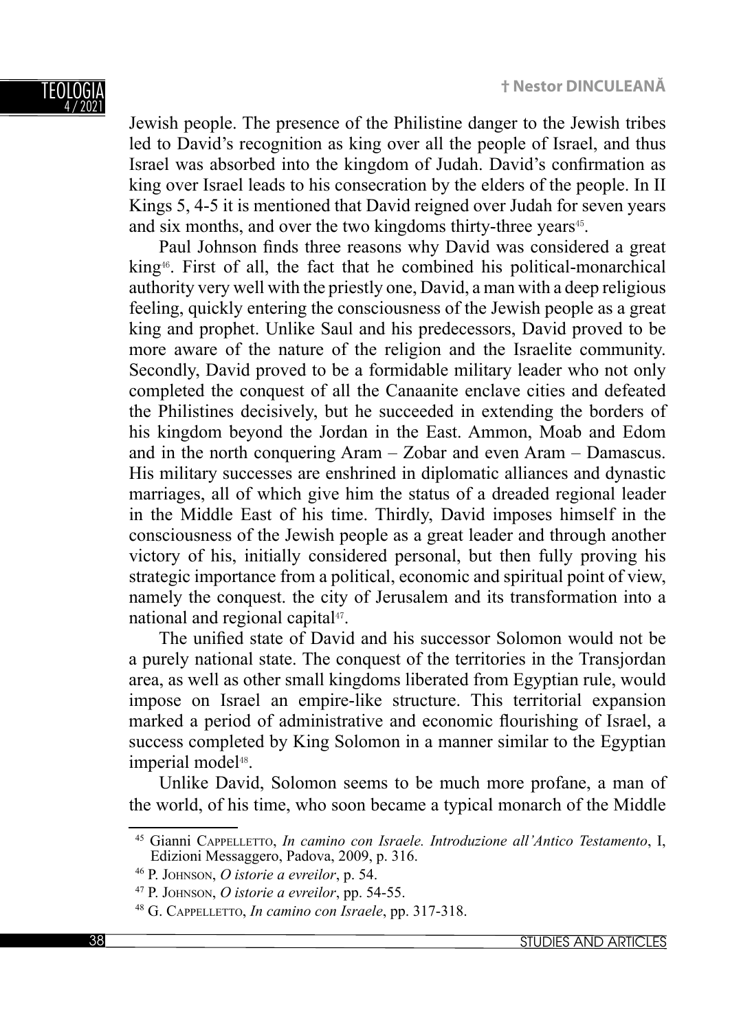Jewish people. The presence of the Philistine danger to the Jewish tribes led to David's recognition as king over all the people of Israel, and thus Israel was absorbed into the kingdom of Judah. David's confirmation as king over Israel leads to his consecration by the elders of the people. In II Kings 5, 4-5 it is mentioned that David reigned over Judah for seven years and six months, and over the two kingdoms thirty-three years[45].

Paul Johnson finds three reasons why David was considered a great king[46]. First of all, the fact that he combined his political-monarchical authority very well with the priestly one, David, a man with a deep religious feeling, quickly entering the consciousness of the Jewish people as a great king and prophet. Unlike Saul and his predecessors, David proved to be more aware of the nature of the religion and the Israelite community. Secondly, David proved to be a formidable military leader who not only completed the conquest of all the Canaanite enclave cities and defeated the Philistines decisively, but he succeeded in extending the borders of his kingdom beyond the Jordan in the East. Ammon, Moab and Edom and in the north conquering Aram – Zobar and even Aram – Damascus. His military successes are enshrined in diplomatic alliances and dynastic marriages, all of which give him the status of a dreaded regional leader in the Middle East of his time. Thirdly, David imposes himself in the consciousness of the Jewish people as a great leader and through another victory of his, initially considered personal, but then fully proving his strategic importance from a political, economic and spiritual point of view, namely the conquest. the city of Jerusalem and its transformation into a national and regional capital[47].

The unified state of David and his successor Solomon would not be a purely national state. The conquest of the territories in the Transjordan area, as well as other small kingdoms liberated from Egyptian rule, would impose on Israel an empire-like structure. This territorial expansion marked a period of administrative and economic flourishing of Israel, a success completed by King Solomon in a manner similar to the Egyptian imperial model[48].

Unlike David, Solomon seems to be much more profane, a man of the world, of his time, who soon became a typical monarch of the Middle

---

[45] Gianni Cappelletto, *In camino con Israele. Introduzione all'Antico Testamento*, I, Edizioni Messaggero, Padova, 2009, p. 316.

[46] P. Johnson, *O istorie a evreilor*, p. 54.

[47] P. Johnson, *O istorie a evreilor*, pp. 54-55.

[48] G. Cappelletto, *In camino con Israele*, pp. 317-318.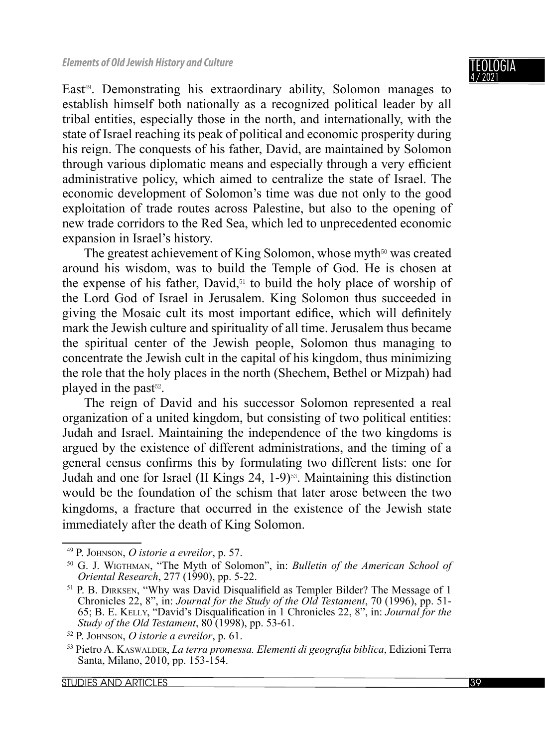East[49]. Demonstrating his extraordinary ability, Solomon manages to establish himself both nationally as a recognized political leader by all tribal entities, especially those in the north, and internationally, with the state of Israel reaching its peak of political and economic prosperity during his reign. The conquests of his father, David, are maintained by Solomon through various diplomatic means and especially through a very efficient administrative policy, which aimed to centralize the state of Israel. The economic development of Solomon's time was due not only to the good exploitation of trade routes across Palestine, but also to the opening of new trade corridors to the Red Sea, which led to unprecedented economic expansion in Israel's history.

The greatest achievement of King Solomon, whose myth[50] was created around his wisdom, was to build the Temple of God. He is chosen at the expense of his father, David,[51] to build the holy place of worship of the Lord God of Israel in Jerusalem. King Solomon thus succeeded in giving the Mosaic cult its most important edifice, which will definitely mark the Jewish culture and spirituality of all time. Jerusalem thus became the spiritual center of the Jewish people, Solomon thus managing to concentrate the Jewish cult in the capital of his kingdom, thus minimizing the role that the holy places in the north (Shechem, Bethel or Mizpah) had played in the past[52].

The reign of David and his successor Solomon represented a real organization of a united kingdom, but consisting of two political entities: Judah and Israel. Maintaining the independence of the two kingdoms is argued by the existence of different administrations, and the timing of a general census confirms this by formulating two different lists: one for Judah and one for Israel (II Kings 24, 1-9)[53]. Maintaining this distinction would be the foundation of the schism that later arose between the two kingdoms, a fracture that occurred in the existence of the Jewish state immediately after the death of King Solomon.

---

[49] P. Johnson, *O istorie a evreilor*, p. 57.

[50] G. J. Wigthman, "The Myth of Solomon", in: *Bulletin of the American School of Oriental Research*, 277 (1990), pp. 5-22.

[51] P. B. Dirksen, "Why was David Disqualifield as Templer Bilder? The Message of 1 Chronicles 22, 8", in: *Journal for the Study of the Old Testament*, 70 (1996), pp. 51-65; B. E. Kelly, "David's Disqualification in 1 Chronicles 22, 8", in: *Journal for the Study of the Old Testament*, 80 (1998), pp. 53-61.

[52] P. Johnson, *O istorie a evreilor*, p. 61.

[53] Pietro A. Kaswalder, *La terra promessa. Elementi di geografia biblica*, Edizioni Terra Santa, Milano, 2010, pp. 153-154.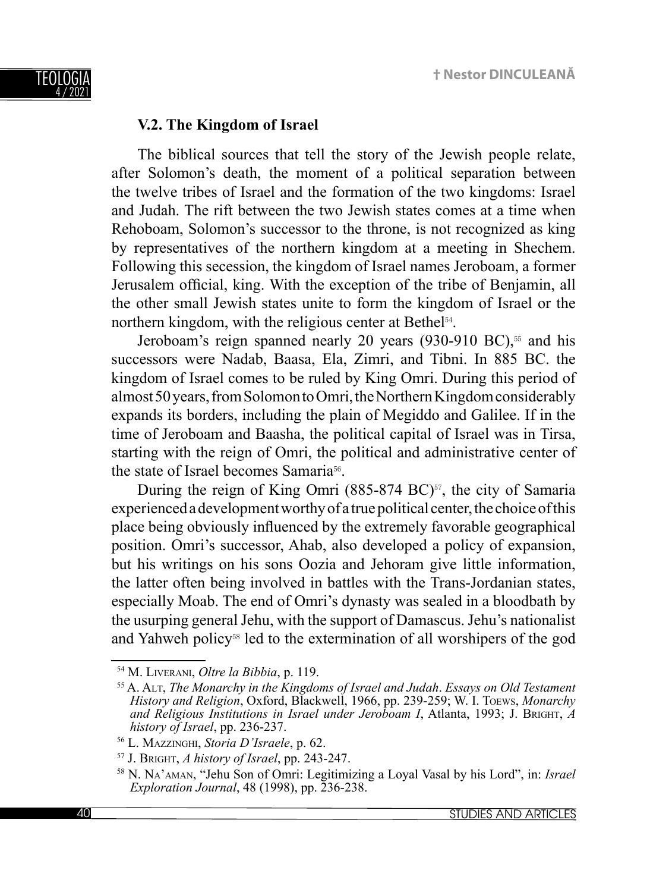### V.2. The Kingdom of Israel

The biblical sources that tell the story of the Jewish people relate, after Solomon's death, the moment of a political separation between the twelve tribes of Israel and the formation of the two kingdoms: Israel and Judah. The rift between the two Jewish states comes at a time when Rehoboam, Solomon's successor to the throne, is not recognized as king by representatives of the northern kingdom at a meeting in Shechem. Following this secession, the kingdom of Israel names Jeroboam, a former Jerusalem official, king. With the exception of the tribe of Benjamin, all the other small Jewish states unite to form the kingdom of Israel or the northern kingdom, with the religious center at Bethel[54].

Jeroboam's reign spanned nearly 20 years (930-910 BC),[55] and his successors were Nadab, Baasa, Ela, Zimri, and Tibni. In 885 BC. the kingdom of Israel comes to be ruled by King Omri. During this period of almost 50 years, from Solomon to Omri, the Northern Kingdom considerably expands its borders, including the plain of Megiddo and Galilee. If in the time of Jeroboam and Baasha, the political capital of Israel was in Tirsa, starting with the reign of Omri, the political and administrative center of the state of Israel becomes Samaria[56].

During the reign of King Omri (885-874 BC)[57], the city of Samaria experienced a development worthy of a true political center, the choice of this place being obviously influenced by the extremely favorable geographical position. Omri's successor, Ahab, also developed a policy of expansion, but his writings on his sons Oozia and Jehoram give little information, the latter often being involved in battles with the Trans-Jordanian states, especially Moab. The end of Omri's dynasty was sealed in a bloodbath by the usurping general Jehu, with the support of Damascus. Jehu's nationalist and Yahweh policy[58] led to the extermination of all worshipers of the god

---

[54] M. Liverani, *Oltre la Bibbia*, p. 119.

[55] A. Alt, *The Monarchy in the Kingdoms of Israel and Judah*. *Essays on Old Testament History and Religion*, Oxford, Blackwell, 1966, pp. 239-259; W. I. Toews, *Monarchy and Religious Institutions in Israel under Jeroboam I*, Atlanta, 1993; J. Bright, *A history of Israel*, pp. 236-237.

[56] L. Mazzinghi, *Storia D'Israele*, p. 62.

[57] J. Bright, *A history of Israel*, pp. 243-247.

[58] N. Na'aman, "Jehu Son of Omri: Legitimizing a Loyal Vasal by his Lord", in: *Israel Exploration Journal*, 48 (1998), pp. 236-238.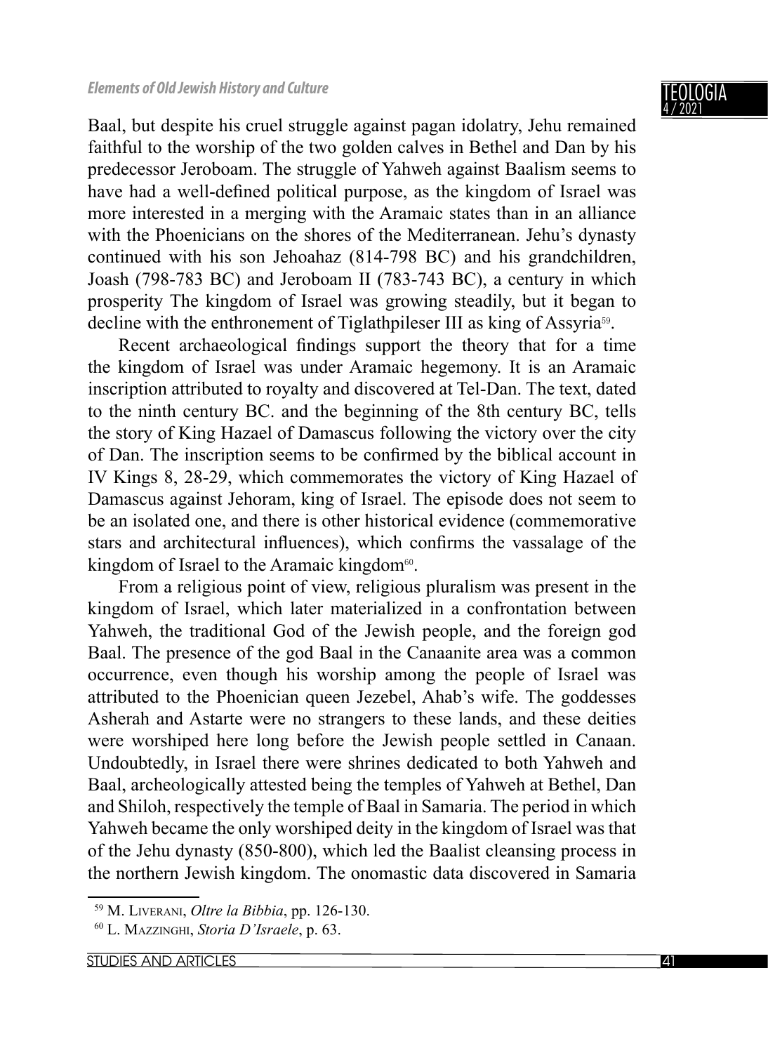Baal, but despite his cruel struggle against pagan idolatry, Jehu remained faithful to the worship of the two golden calves in Bethel and Dan by his predecessor Jeroboam. The struggle of Yahweh against Baalism seems to have had a well-defined political purpose, as the kingdom of Israel was more interested in a merging with the Aramaic states than in an alliance with the Phoenicians on the shores of the Mediterranean. Jehu's dynasty continued with his son Jehoahaz (814-798 BC) and his grandchildren, Joash (798-783 BC) and Jeroboam II (783-743 BC), a century in which prosperity The kingdom of Israel was growing steadily, but it began to decline with the enthronement of Tiglathpileser III as king of Assyria[59].

Recent archaeological findings support the theory that for a time the kingdom of Israel was under Aramaic hegemony. It is an Aramaic inscription attributed to royalty and discovered at Tel-Dan. The text, dated to the ninth century BC. and the beginning of the 8th century BC, tells the story of King Hazael of Damascus following the victory over the city of Dan. The inscription seems to be confirmed by the biblical account in IV Kings 8, 28-29, which commemorates the victory of King Hazael of Damascus against Jehoram, king of Israel. The episode does not seem to be an isolated one, and there is other historical evidence (commemorative stars and architectural influences), which confirms the vassalage of the kingdom of Israel to the Aramaic kingdom[60].

From a religious point of view, religious pluralism was present in the kingdom of Israel, which later materialized in a confrontation between Yahweh, the traditional God of the Jewish people, and the foreign god Baal. The presence of the god Baal in the Canaanite area was a common occurrence, even though his worship among the people of Israel was attributed to the Phoenician queen Jezebel, Ahab's wife. The goddesses Asherah and Astarte were no strangers to these lands, and these deities were worshiped here long before the Jewish people settled in Canaan. Undoubtedly, in Israel there were shrines dedicated to both Yahweh and Baal, archeologically attested being the temples of Yahweh at Bethel, Dan and Shiloh, respectively the temple of Baal in Samaria. The period in which Yahweh became the only worshiped deity in the kingdom of Israel was that of the Jehu dynasty (850-800), which led the Baalist cleansing process in the northern Jewish kingdom. The onomastic data discovered in Samaria

[59] M. Liverani, *Oltre la Bibbia*, pp. 126-130.

[60] L. Mazzinghi, *Storia D'Israele*, p. 63.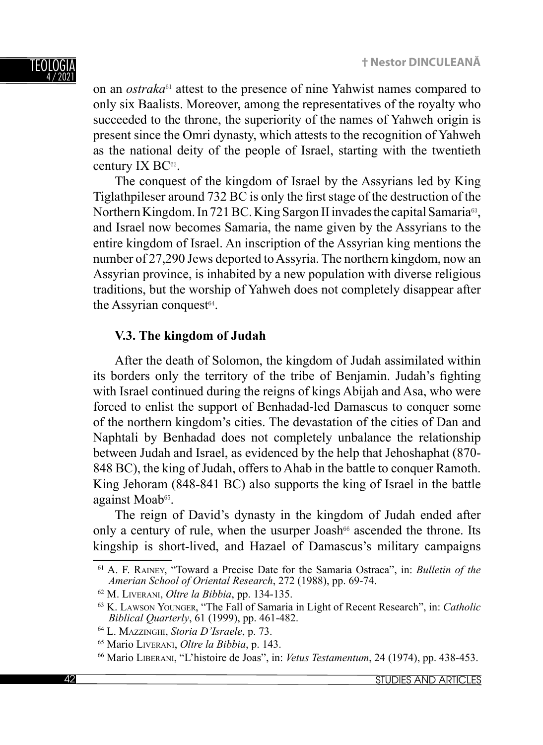on an *ostraka*[61] attest to the presence of nine Yahwist names compared to only six Baalists. Moreover, among the representatives of the royalty who succeeded to the throne, the superiority of the names of Yahweh origin is present since the Omri dynasty, which attests to the recognition of Yahweh as the national deity of the people of Israel, starting with the twentieth century IX BC[62].

The conquest of the kingdom of Israel by the Assyrians led by King Tiglathpileser around 732 BC is only the first stage of the destruction of the Northern Kingdom. In 721 BC. King Sargon II invades the capital Samaria[63], and Israel now becomes Samaria, the name given by the Assyrians to the entire kingdom of Israel. An inscription of the Assyrian king mentions the number of 27,290 Jews deported to Assyria. The northern kingdom, now an Assyrian province, is inhabited by a new population with diverse religious traditions, but the worship of Yahweh does not completely disappear after the Assyrian conquest[64].

### V.3. The kingdom of Judah

After the death of Solomon, the kingdom of Judah assimilated within its borders only the territory of the tribe of Benjamin. Judah's fighting with Israel continued during the reigns of kings Abijah and Asa, who were forced to enlist the support of Benhadad-led Damascus to conquer some of the northern kingdom's cities. The devastation of the cities of Dan and Naphtali by Benhadad does not completely unbalance the relationship between Judah and Israel, as evidenced by the help that Jehoshaphat (870-848 BC), the king of Judah, offers to Ahab in the battle to conquer Ramoth. King Jehoram (848-841 BC) also supports the king of Israel in the battle against Moab[65].

The reign of David's dynasty in the kingdom of Judah ended after only a century of rule, when the usurper Joash[66] ascended the throne. Its kingship is short-lived, and Hazael of Damascus's military campaigns

---

[61] A. F. Rainey, "Toward a Precise Date for the Samaria Ostraca", in: *Bulletin of the Amerian School of Oriental Research*, 272 (1988), pp. 69-74.

[62] M. Liverani, *Oltre la Bibbia*, pp. 134-135.

[63] K. Lawson Younger, "The Fall of Samaria in Light of Recent Research", in: *Catholic Biblical Quarterly*, 61 (1999), pp. 461-482.

[64] L. Mazzinghi, *Storia D'Israele*, p. 73.

[65] Mario Liverani, *Oltre la Bibbia*, p. 143.

[66] Mario Liberani, "L'histoire de Joas", in: *Vetus Testamentum*, 24 (1974), pp. 438-453.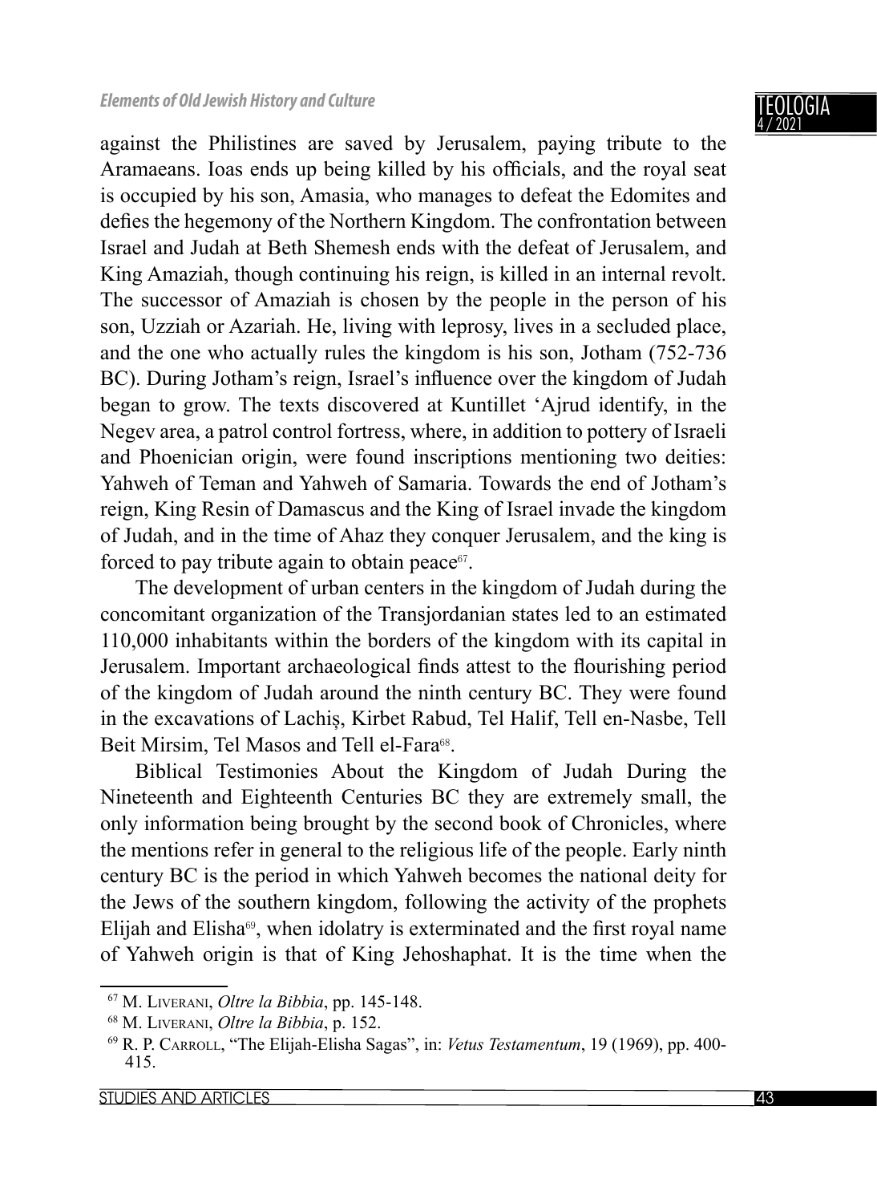against the Philistines are saved by Jerusalem, paying tribute to the Aramaeans. Ioas ends up being killed by his officials, and the royal seat is occupied by his son, Amasia, who manages to defeat the Edomites and defies the hegemony of the Northern Kingdom. The confrontation between Israel and Judah at Beth Shemesh ends with the defeat of Jerusalem, and King Amaziah, though continuing his reign, is killed in an internal revolt. The successor of Amaziah is chosen by the people in the person of his son, Uzziah or Azariah. He, living with leprosy, lives in a secluded place, and the one who actually rules the kingdom is his son, Jotham (752-736 BC). During Jotham's reign, Israel's influence over the kingdom of Judah began to grow. The texts discovered at Kuntillet 'Ajrud identify, in the Negev area, a patrol control fortress, where, in addition to pottery of Israeli and Phoenician origin, were found inscriptions mentioning two deities: Yahweh of Teman and Yahweh of Samaria. Towards the end of Jotham's reign, King Resin of Damascus and the King of Israel invade the kingdom of Judah, and in the time of Ahaz they conquer Jerusalem, and the king is forced to pay tribute again to obtain peace[67].

The development of urban centers in the kingdom of Judah during the concomitant organization of the Transjordanian states led to an estimated 110,000 inhabitants within the borders of the kingdom with its capital in Jerusalem. Important archaeological finds attest to the flourishing period of the kingdom of Judah around the ninth century BC. They were found in the excavations of Lachiș, Kirbet Rabud, Tel Halif, Tell en-Nasbe, Tell Beit Mirsim, Tel Masos and Tell el-Fara[68].

Biblical Testimonies About the Kingdom of Judah During the Nineteenth and Eighteenth Centuries BC they are extremely small, the only information being brought by the second book of Chronicles, where the mentions refer in general to the religious life of the people. Early ninth century BC is the period in which Yahweh becomes the national deity for the Jews of the southern kingdom, following the activity of the prophets Elijah and Elisha[69], when idolatry is exterminated and the first royal name of Yahweh origin is that of King Jehoshaphat. It is the time when the

---

[67] M. Liverani, *Oltre la Bibbia*, pp. 145-148.

[68] M. Liverani, *Oltre la Bibbia*, p. 152.

[69] R. P. Carroll, "The Elijah-Elisha Sagas", in: *Vetus Testamentum*, 19 (1969), pp. 400-415.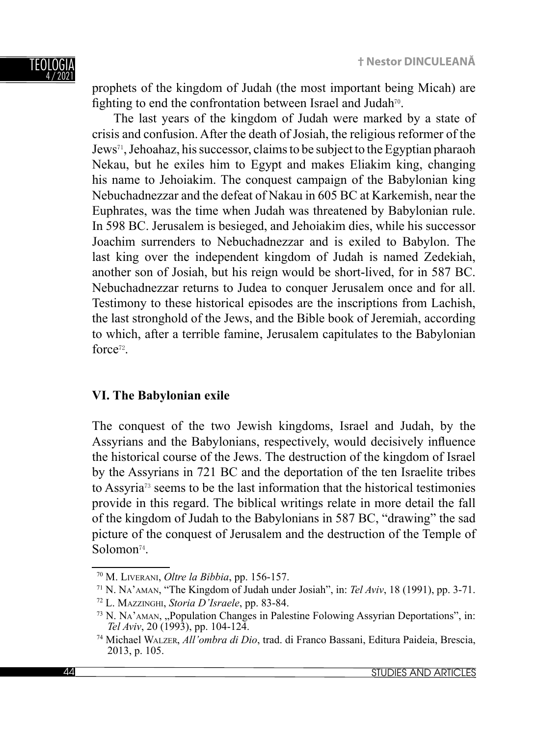prophets of the kingdom of Judah (the most important being Micah) are fighting to end the confrontation between Israel and Judah[70].

The last years of the kingdom of Judah were marked by a state of crisis and confusion. After the death of Josiah, the religious reformer of the Jews[71], Jehoahaz, his successor, claims to be subject to the Egyptian pharaoh Nekau, but he exiles him to Egypt and makes Eliakim king, changing his name to Jehoiakim. The conquest campaign of the Babylonian king Nebuchadnezzar and the defeat of Nakau in 605 BC at Karkemish, near the Euphrates, was the time when Judah was threatened by Babylonian rule. In 598 BC. Jerusalem is besieged, and Jehoiakim dies, while his successor Joachim surrenders to Nebuchadnezzar and is exiled to Babylon. The last king over the independent kingdom of Judah is named Zedekiah, another son of Josiah, but his reign would be short-lived, for in 587 BC. Nebuchadnezzar returns to Judea to conquer Jerusalem once and for all. Testimony to these historical episodes are the inscriptions from Lachish, the last stronghold of the Jews, and the Bible book of Jeremiah, according to which, after a terrible famine, Jerusalem capitulates to the Babylonian force[72].

## VI. The Babylonian exile

The conquest of the two Jewish kingdoms, Israel and Judah, by the Assyrians and the Babylonians, respectively, would decisively influence the historical course of the Jews. The destruction of the kingdom of Israel by the Assyrians in 721 BC and the deportation of the ten Israelite tribes to Assyria[73] seems to be the last information that the historical testimonies provide in this regard. The biblical writings relate in more detail the fall of the kingdom of Judah to the Babylonians in 587 BC, "drawing" the sad picture of the conquest of Jerusalem and the destruction of the Temple of Solomon[74].

---

[70] M. Liverani, *Oltre la Bibbia*, pp. 156-157.

[71] N. Na'aman, "The Kingdom of Judah under Josiah", in: *Tel Aviv*, 18 (1991), pp. 3-71.

[72] L. Mazzinghi, *Storia D'Israele*, pp. 83-84.

[73] N. Na'aman, „Population Changes in Palestine Folowing Assyrian Deportations", in: *Tel Aviv*, 20 (1993), pp. 104-124.

[74] Michael Walzer, *All'ombra di Dio*, trad. di Franco Bassani, Editura Paideia, Brescia, 2013, p. 105.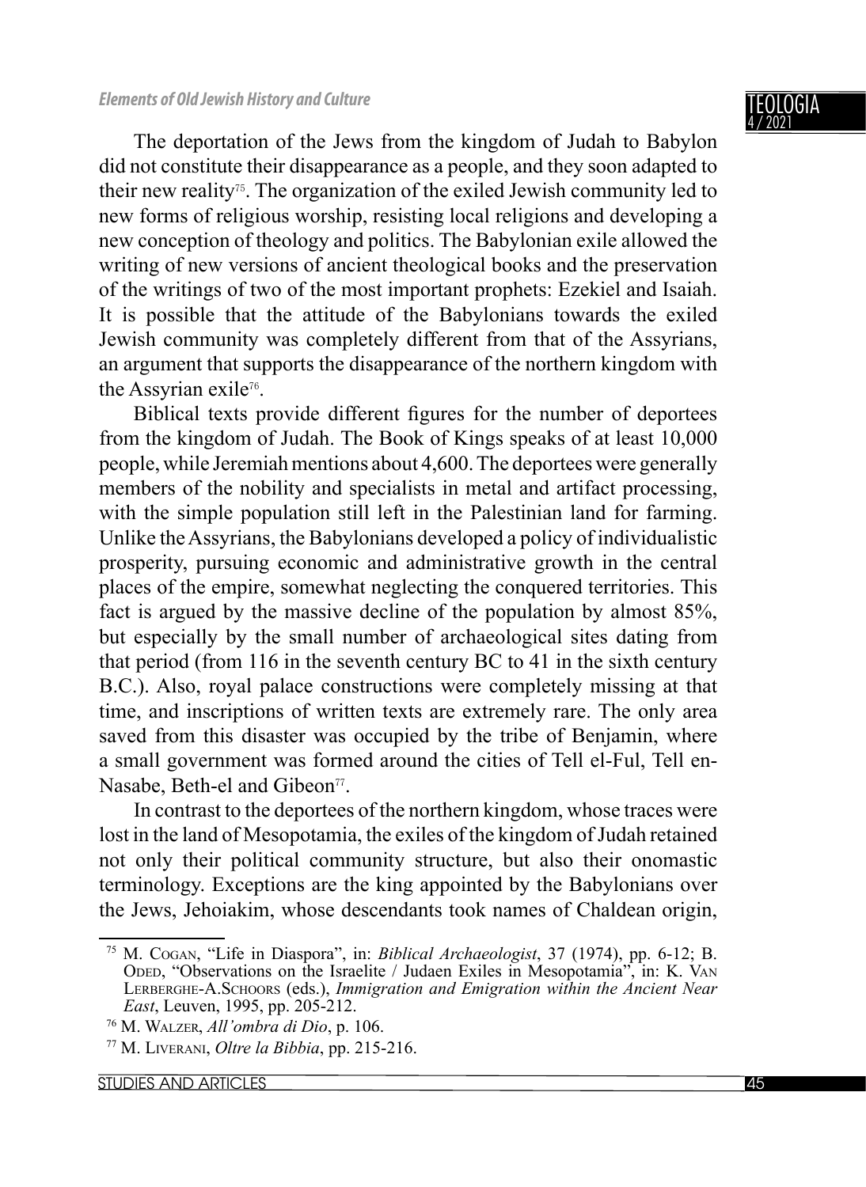The deportation of the Jews from the kingdom of Judah to Babylon did not constitute their disappearance as a people, and they soon adapted to their new reality[75]. The organization of the exiled Jewish community led to new forms of religious worship, resisting local religions and developing a new conception of theology and politics. The Babylonian exile allowed the writing of new versions of ancient theological books and the preservation of the writings of two of the most important prophets: Ezekiel and Isaiah. It is possible that the attitude of the Babylonians towards the exiled Jewish community was completely different from that of the Assyrians, an argument that supports the disappearance of the northern kingdom with the Assyrian exile[76].

Biblical texts provide different figures for the number of deportees from the kingdom of Judah. The Book of Kings speaks of at least 10,000 people, while Jeremiah mentions about 4,600. The deportees were generally members of the nobility and specialists in metal and artifact processing, with the simple population still left in the Palestinian land for farming. Unlike the Assyrians, the Babylonians developed a policy of individualistic prosperity, pursuing economic and administrative growth in the central places of the empire, somewhat neglecting the conquered territories. This fact is argued by the massive decline of the population by almost 85%, but especially by the small number of archaeological sites dating from that period (from 116 in the seventh century BC to 41 in the sixth century B.C.). Also, royal palace constructions were completely missing at that time, and inscriptions of written texts are extremely rare. The only area saved from this disaster was occupied by the tribe of Benjamin, where a small government was formed around the cities of Tell el-Ful, Tell en-Nasabe, Beth-el and Gibeon[77].

In contrast to the deportees of the northern kingdom, whose traces were lost in the land of Mesopotamia, the exiles of the kingdom of Judah retained not only their political community structure, but also their onomastic terminology. Exceptions are the king appointed by the Babylonians over the Jews, Jehoiakim, whose descendants took names of Chaldean origin,

---

[75] M. Cogan, "Life in Diaspora", in: *Biblical Archaeologist*, 37 (1974), pp. 6-12; B. Oded, "Observations on the Israelite / Judaen Exiles in Mesopotamia", in: K. Van Lerberghe-A.Schoors (eds.), *Immigration and Emigration within the Ancient Near East*, Leuven, 1995, pp. 205-212.

[76] M. Walzer, *All'ombra di Dio*, p. 106.

[77] M. Liverani, *Oltre la Bibbia*, pp. 215-216.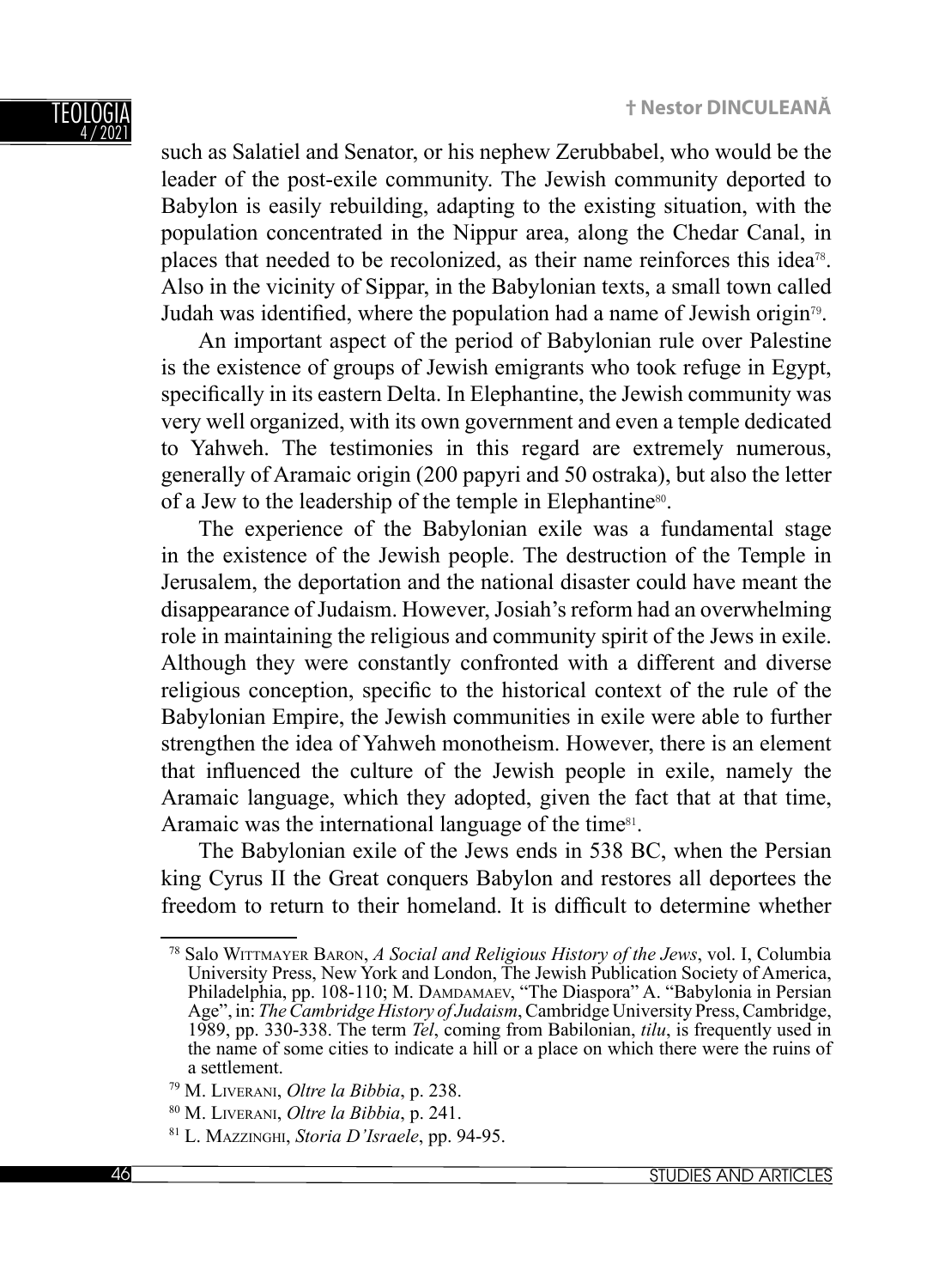such as Salatiel and Senator, or his nephew Zerubbabel, who would be the leader of the post-exile community. The Jewish community deported to Babylon is easily rebuilding, adapting to the existing situation, with the population concentrated in the Nippur area, along the Chedar Canal, in places that needed to be recolonized, as their name reinforces this idea[78]. Also in the vicinity of Sippar, in the Babylonian texts, a small town called Judah was identified, where the population had a name of Jewish origin[79].

An important aspect of the period of Babylonian rule over Palestine is the existence of groups of Jewish emigrants who took refuge in Egypt, specifically in its eastern Delta. In Elephantine, the Jewish community was very well organized, with its own government and even a temple dedicated to Yahweh. The testimonies in this regard are extremely numerous, generally of Aramaic origin (200 papyri and 50 ostraka), but also the letter of a Jew to the leadership of the temple in Elephantine[80].

The experience of the Babylonian exile was a fundamental stage in the existence of the Jewish people. The destruction of the Temple in Jerusalem, the deportation and the national disaster could have meant the disappearance of Judaism. However, Josiah's reform had an overwhelming role in maintaining the religious and community spirit of the Jews in exile. Although they were constantly confronted with a different and diverse religious conception, specific to the historical context of the rule of the Babylonian Empire, the Jewish communities in exile were able to further strengthen the idea of Yahweh monotheism. However, there is an element that influenced the culture of the Jewish people in exile, namely the Aramaic language, which they adopted, given the fact that at that time, Aramaic was the international language of the time[81].

The Babylonian exile of the Jews ends in 538 BC, when the Persian king Cyrus II the Great conquers Babylon and restores all deportees the freedom to return to their homeland. It is difficult to determine whether

---

[78] Salo Wittmayer Baron, *A Social and Religious History of the Jews*, vol. I, Columbia University Press, New York and London, The Jewish Publication Society of America, Philadelphia, pp. 108-110; M. Damdamaev, "The Diaspora" A. "Babylonia in Persian Age", in: *The Cambridge History of Judaism*, Cambridge University Press, Cambridge, 1989, pp. 330-338. The term *Tel*, coming from Babilonian, *tilu*, is frequently used in the name of some cities to indicate a hill or a place on which there were the ruins of a settlement.

[79] M. Liverani, *Oltre la Bibbia*, p. 238.

[80] M. Liverani, *Oltre la Bibbia*, p. 241.

[81] L. Mazzinghi, *Storia D'Israele*, pp. 94-95.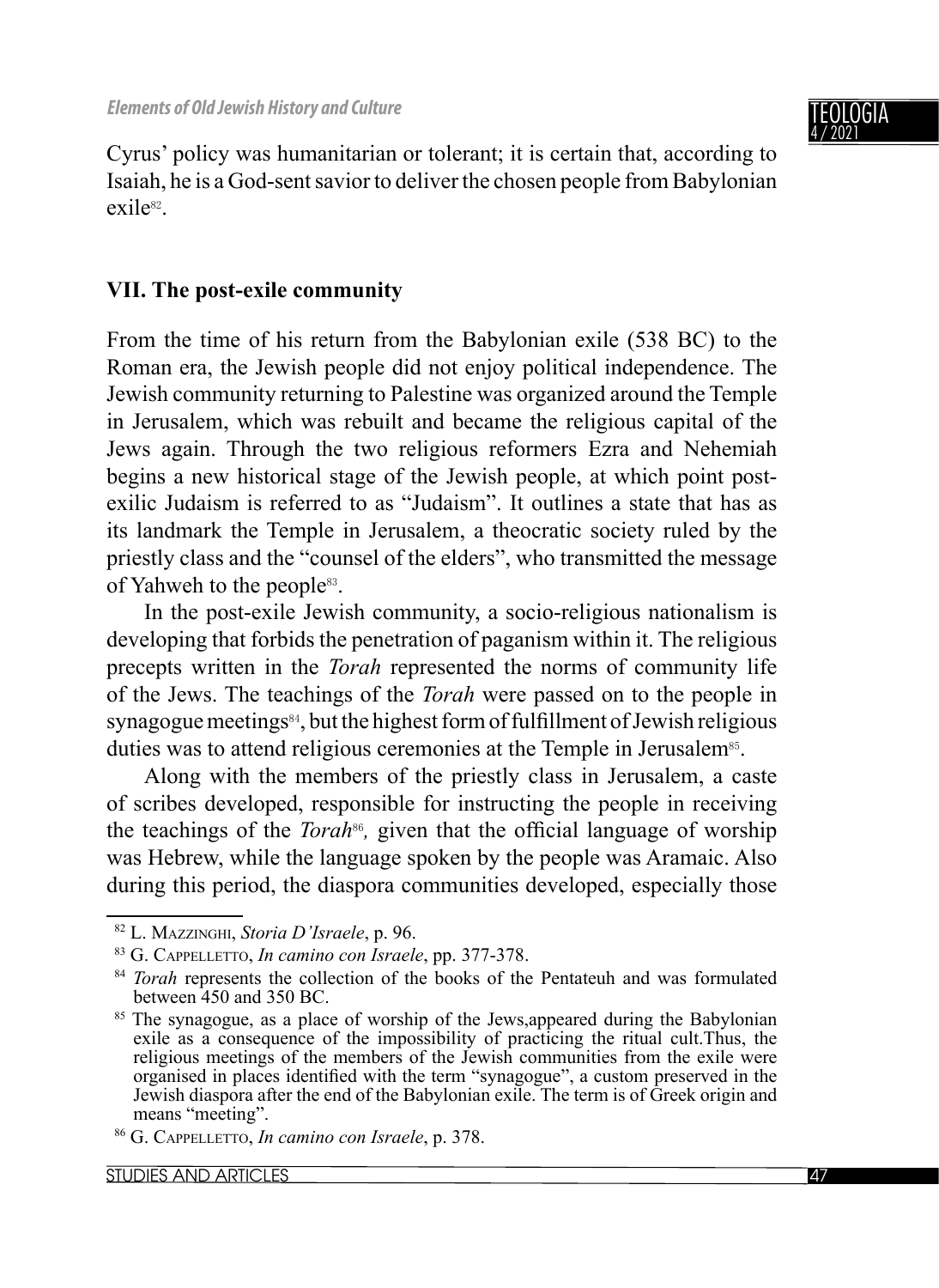Cyrus' policy was humanitarian or tolerant; it is certain that, according to Isaiah, he is a God-sent savior to deliver the chosen people from Babylonian exile[82].

## VII. The post-exile community

From the time of his return from the Babylonian exile (538 BC) to the Roman era, the Jewish people did not enjoy political independence. The Jewish community returning to Palestine was organized around the Temple in Jerusalem, which was rebuilt and became the religious capital of the Jews again. Through the two religious reformers Ezra and Nehemiah begins a new historical stage of the Jewish people, at which point post-exilic Judaism is referred to as "Judaism". It outlines a state that has as its landmark the Temple in Jerusalem, a theocratic society ruled by the priestly class and the "counsel of the elders", who transmitted the message of Yahweh to the people[83].

In the post-exile Jewish community, a socio-religious nationalism is developing that forbids the penetration of paganism within it. The religious precepts written in the *Torah* represented the norms of community life of the Jews. The teachings of the *Torah* were passed on to the people in synagogue meetings[84], but the highest form of fulfillment of Jewish religious duties was to attend religious ceremonies at the Temple in Jerusalem[85].

Along with the members of the priestly class in Jerusalem, a caste of scribes developed, responsible for instructing the people in receiving the teachings of the *Torah*[86], given that the official language of worship was Hebrew, while the language spoken by the people was Aramaic. Also during this period, the diaspora communities developed, especially those

---

[82] L. Mazzinghi, *Storia D'Israele*, p. 96.

[83] G. Cappelletto, *In camino con Israele*, pp. 377-378.

[84] *Torah* represents the collection of the books of the Pentateuh and was formulated between 450 and 350 BC.

[85] The synagogue, as a place of worship of the Jews,appeared during the Babylonian exile as a consequence of the impossibility of practicing the ritual cult.Thus, the religious meetings of the members of the Jewish communities from the exile were organised in places identified with the term "synagogue", a custom preserved in the Jewish diaspora after the end of the Babylonian exile. The term is of Greek origin and means "meeting".

[86] G. Cappelletto, *In camino con Israele*, p. 378.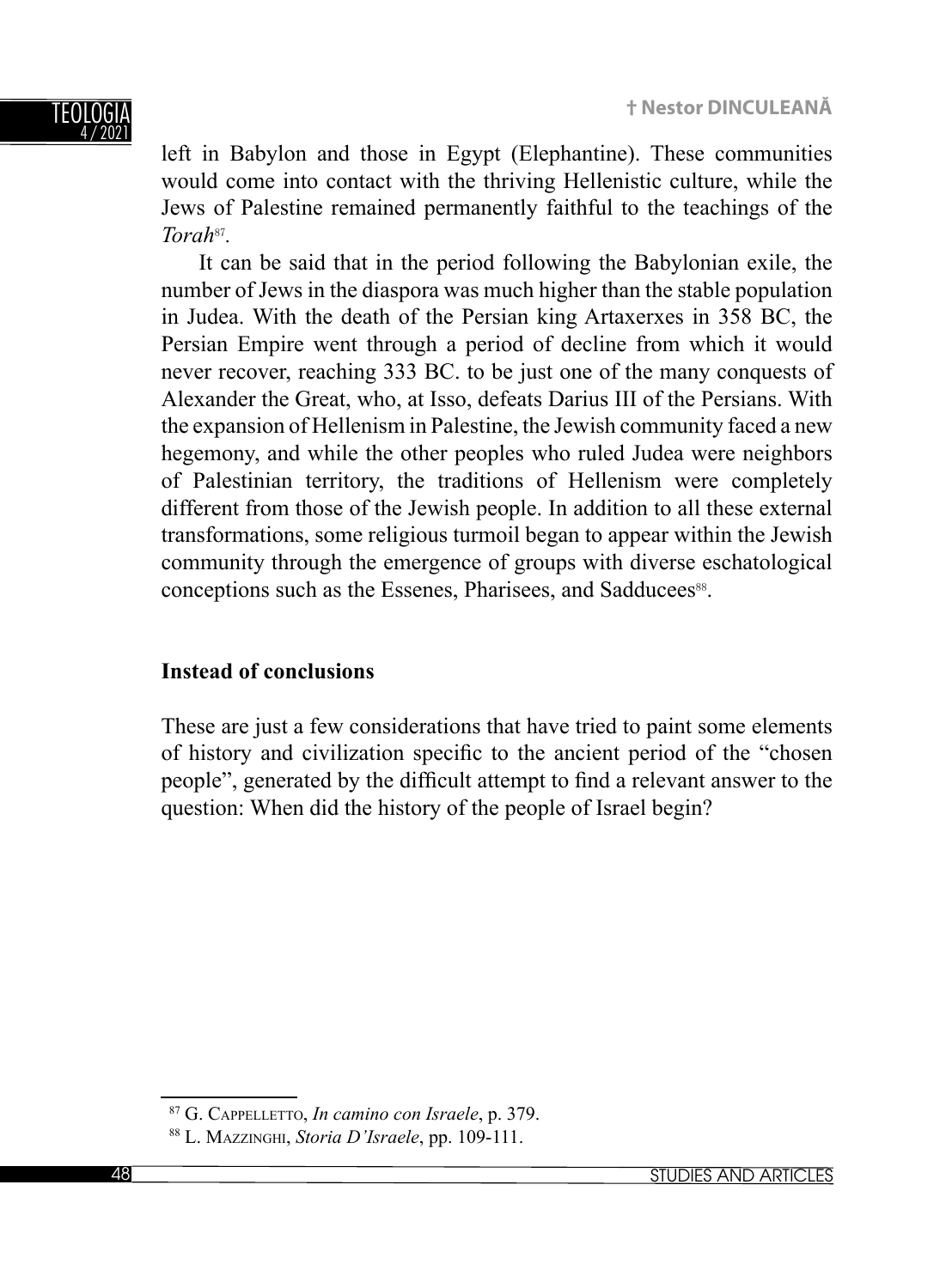left in Babylon and those in Egypt (Elephantine). These communities would come into contact with the thriving Hellenistic culture, while the Jews of Palestine remained permanently faithful to the teachings of the *Torah*[87].

It can be said that in the period following the Babylonian exile, the number of Jews in the diaspora was much higher than the stable population in Judea. With the death of the Persian king Artaxerxes in 358 BC, the Persian Empire went through a period of decline from which it would never recover, reaching 333 BC. to be just one of the many conquests of Alexander the Great, who, at Isso, defeats Darius III of the Persians. With the expansion of Hellenism in Palestine, the Jewish community faced a new hegemony, and while the other peoples who ruled Judea were neighbors of Palestinian territory, the traditions of Hellenism were completely different from those of the Jewish people. In addition to all these external transformations, some religious turmoil began to appear within the Jewish community through the emergence of groups with diverse eschatological conceptions such as the Essenes, Pharisees, and Sadducees[88].

## Instead of conclusions

These are just a few considerations that have tried to paint some elements of history and civilization specific to the ancient period of the "chosen people", generated by the difficult attempt to find a relevant answer to the question: When did the history of the people of Israel begin?

---

[87] G. Cappelletto, *In camino con Israele*, p. 379.

[88] L. Mazzinghi, *Storia D'Israele*, pp. 109-111.